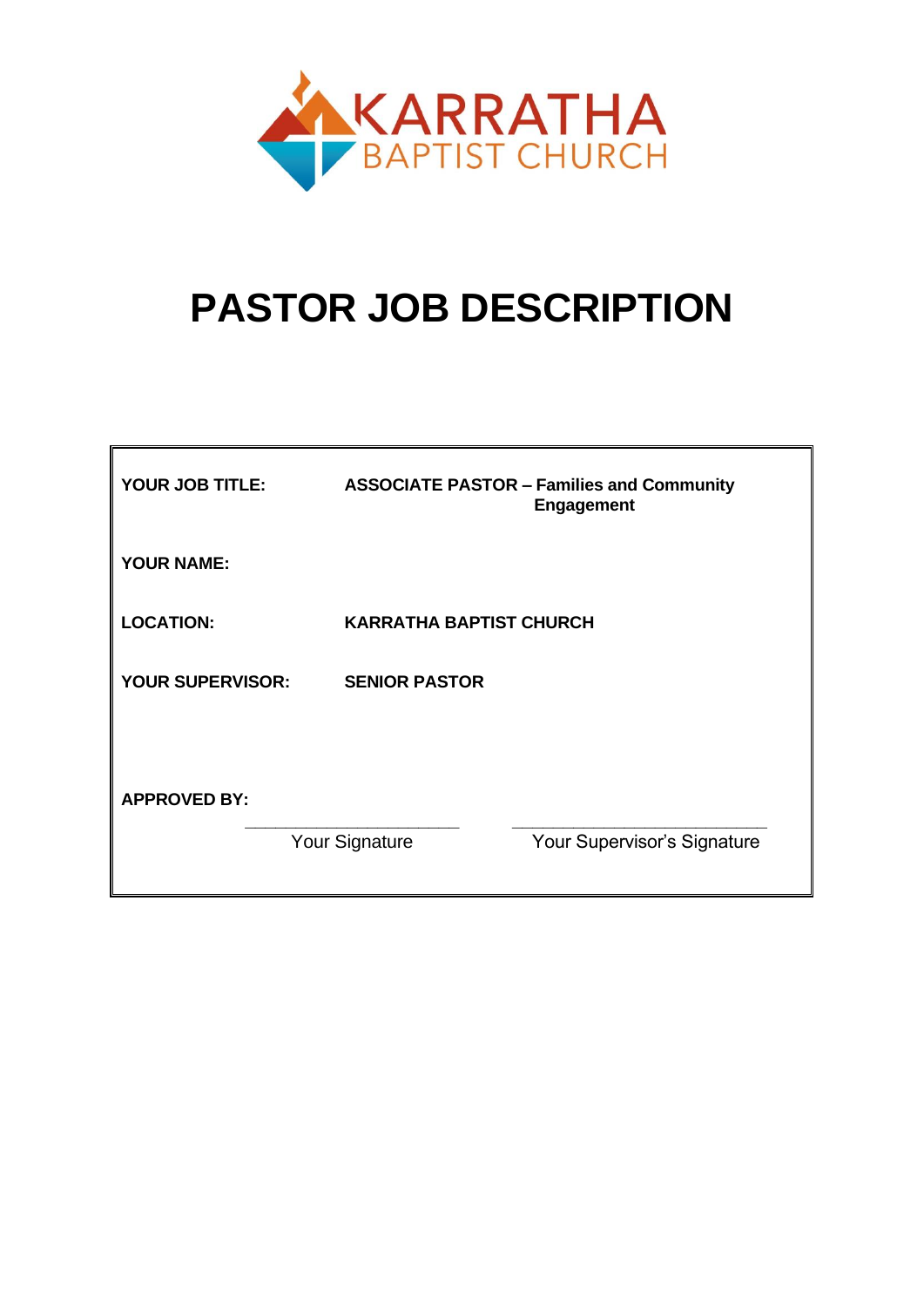KARRATHA
BAPTIST CHURCH

# PASTOR JOB DESCRIPTION

| | |
|---|---|
| **YOUR JOB TITLE:** | **ASSOCIATE PASTOR – Families and Community Engagement** |
| **YOUR NAME:** | |
| **LOCATION:** | **KARRATHA BAPTIST CHURCH** |
| **YOUR SUPERVISOR:** | **SENIOR PASTOR** |
| **APPROVED BY:** | |

______________________ Your Signature

__________________________ Your Supervisor's Signature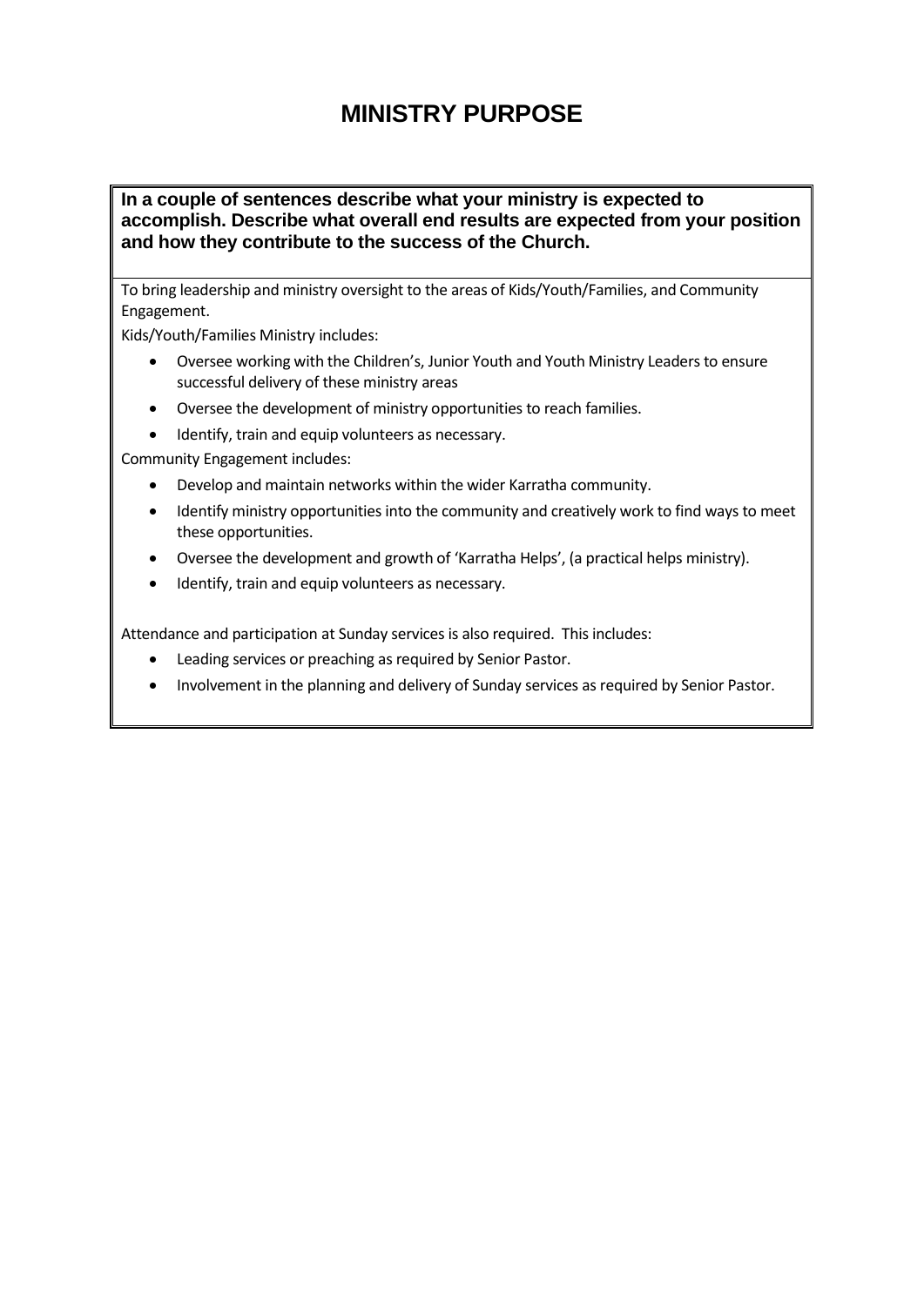# MINISTRY PURPOSE

**In a couple of sentences describe what your ministry is expected to accomplish. Describe what overall end results are expected from your position and how they contribute to the success of the Church.**

To bring leadership and ministry oversight to the areas of Kids/Youth/Families, and Community Engagement.

Kids/Youth/Families Ministry includes:

- Oversee working with the Children's, Junior Youth and Youth Ministry Leaders to ensure successful delivery of these ministry areas
- Oversee the development of ministry opportunities to reach families.
- Identify, train and equip volunteers as necessary.

Community Engagement includes:

- Develop and maintain networks within the wider Karratha community.
- Identify ministry opportunities into the community and creatively work to find ways to meet these opportunities.
- Oversee the development and growth of 'Karratha Helps', (a practical helps ministry).
- Identify, train and equip volunteers as necessary.

Attendance and participation at Sunday services is also required. This includes:

- Leading services or preaching as required by Senior Pastor.
- Involvement in the planning and delivery of Sunday services as required by Senior Pastor.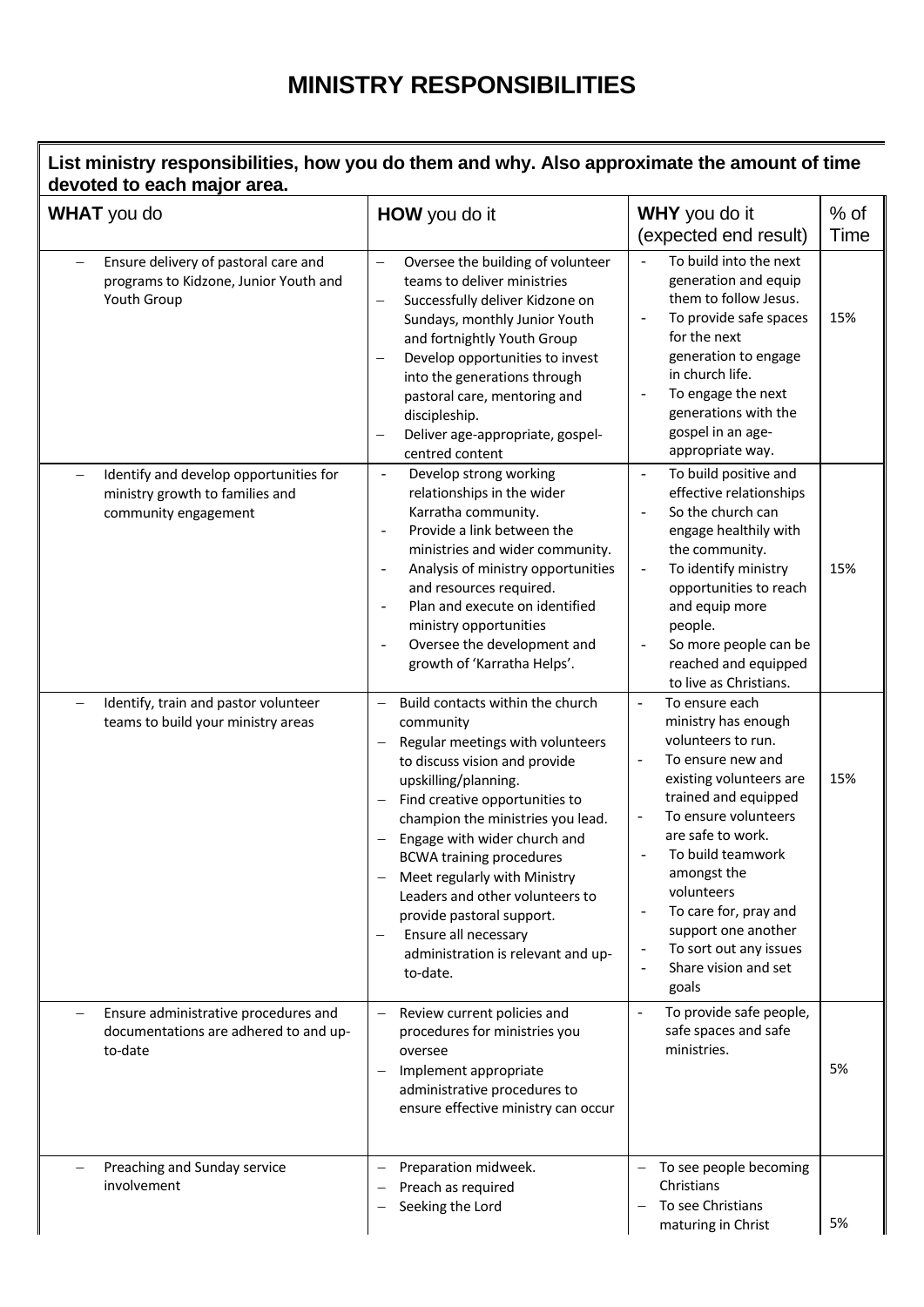# MINISTRY RESPONSIBILITIES

**List ministry responsibilities, how you do them and why. Also approximate the amount of time devoted to each major area.**

| **WHAT** you do | **HOW** you do it | **WHY** you do it (expected end result) | % of Time |
|---|---|---|---|
| – Ensure delivery of pastoral care and programs to Kidzone, Junior Youth and Youth Group | – Oversee the building of volunteer teams to deliver ministries<br>– Successfully deliver Kidzone on Sundays, monthly Junior Youth and fortnightly Youth Group<br>– Develop opportunities to invest into the generations through pastoral care, mentoring and discipleship.<br>– Deliver age-appropriate, gospel-centred content | - To build into the next generation and equip them to follow Jesus.<br>- To provide safe spaces for the next generation to engage in church life.<br>- To engage the next generations with the gospel in an age-appropriate way. | 15% |
| – Identify and develop opportunities for ministry growth to families and community engagement | - Develop strong working relationships in the wider Karratha community.<br>- Provide a link between the ministries and wider community.<br>- Analysis of ministry opportunities and resources required.<br>- Plan and execute on identified ministry opportunities<br>- Oversee the development and growth of 'Karratha Helps'. | - To build positive and effective relationships<br>- So the church can engage healthily with the community.<br>- To identify ministry opportunities to reach and equip more people.<br>- So more people can be reached and equipped to live as Christians. | 15% |
| – Identify, train and pastor volunteer teams to build your ministry areas | – Build contacts within the church community<br>– Regular meetings with volunteers to discuss vision and provide upskilling/planning.<br>– Find creative opportunities to champion the ministries you lead.<br>– Engage with wider church and BCWA training procedures<br>– Meet regularly with Ministry Leaders and other volunteers to provide pastoral support.<br>– Ensure all necessary administration is relevant and up-to-date. | - To ensure each ministry has enough volunteers to run.<br>- To ensure new and existing volunteers are trained and equipped<br>- To ensure volunteers are safe to work.<br>- To build teamwork amongst the volunteers<br>- To care for, pray and support one another<br>- To sort out any issues<br>- Share vision and set goals | 15% |
| – Ensure administrative procedures and documentations are adhered to and up-to-date | – Review current policies and procedures for ministries you oversee<br>– Implement appropriate administrative procedures to ensure effective ministry can occur | - To provide safe people, safe spaces and safe ministries. | 5% |
| – Preaching and Sunday service involvement | – Preparation midweek.<br>– Preach as required<br>– Seeking the Lord | – To see people becoming Christians<br>– To see Christians maturing in Christ | 5% |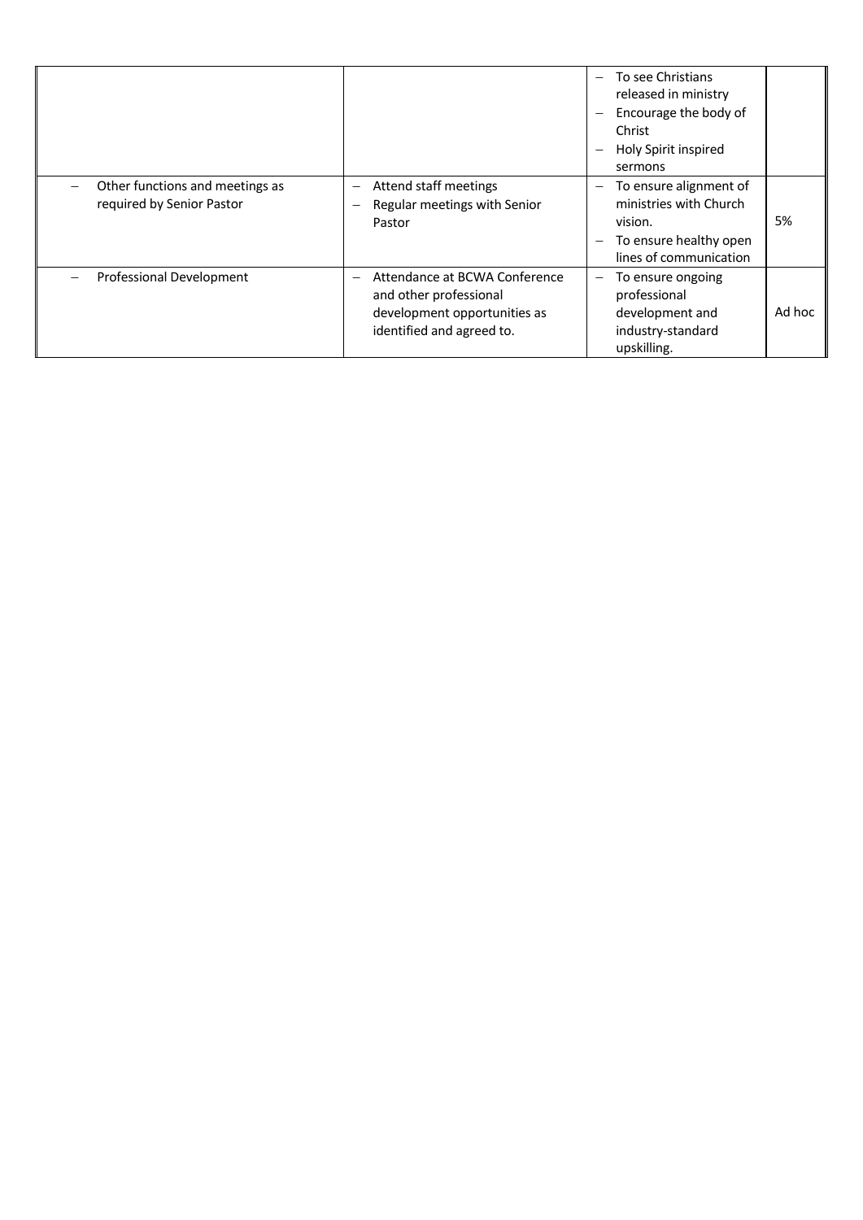| | | | |
|---|---|---|---|
| | | – To see Christians released in ministry<br>– Encourage the body of Christ<br>– Holy Spirit inspired sermons | |
| – Other functions and meetings as required by Senior Pastor | – Attend staff meetings<br>– Regular meetings with Senior Pastor | – To ensure alignment of ministries with Church vision.<br>– To ensure healthy open lines of communication | 5% |
| – Professional Development | – Attendance at BCWA Conference and other professional development opportunities as identified and agreed to. | – To ensure ongoing professional development and industry-standard upskilling. | Ad hoc |